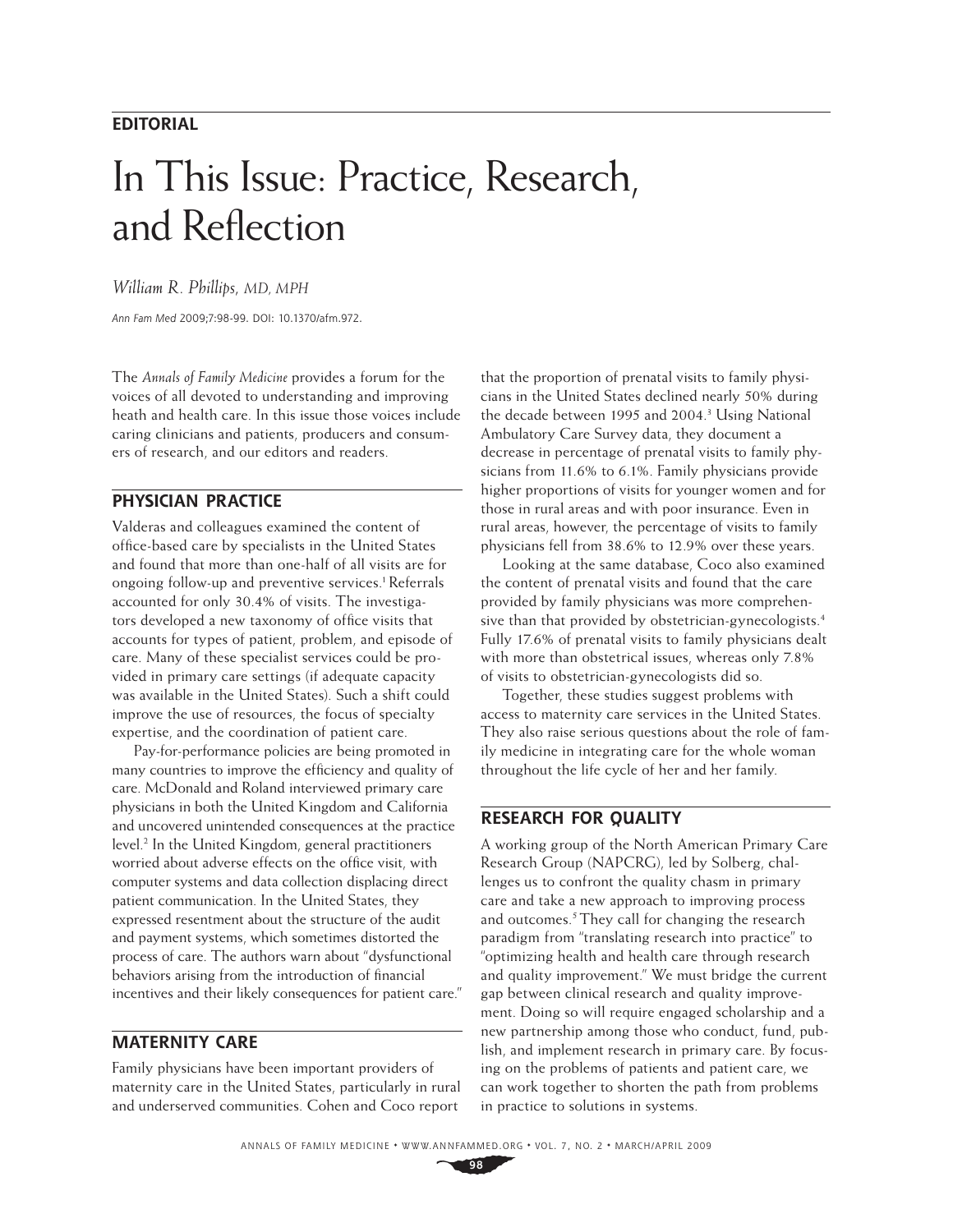**EDITORIAL**

# In This Issue: Practice, Research, and Reflection

*William R. Phillips, MD, MPH*

*Ann Fam Med* 2009;7:98-99. DOI: 10.1370/afm.972.

The *Annals of Family Medicine* provides a forum for the voices of all devoted to understanding and improving heath and health care. In this issue those voices include caring clinicians and patients, producers and consumers of research, and our editors and readers.

## PHYSICIAN PRACTICE

Valderas and colleagues examined the content of office-based care by specialists in the United States and found that more than one-half of all visits are for ongoing follow-up and preventive services.[1] Referrals accounted for only 30.4% of visits. The investigators developed a new taxonomy of office visits that accounts for types of patient, problem, and episode of care. Many of these specialist services could be provided in primary care settings (if adequate capacity was available in the United States). Such a shift could improve the use of resources, the focus of specialty expertise, and the coordination of patient care.

Pay-for-performance policies are being promoted in many countries to improve the efficiency and quality of care. McDonald and Roland interviewed primary care physicians in both the United Kingdom and California and uncovered unintended consequences at the practice level.[2] In the United Kingdom, general practitioners worried about adverse effects on the office visit, with computer systems and data collection displacing direct patient communication. In the United States, they expressed resentment about the structure of the audit and payment systems, which sometimes distorted the process of care. The authors warn about "dysfunctional behaviors arising from the introduction of financial incentives and their likely consequences for patient care."

## MATERNITY CARE

Family physicians have been important providers of maternity care in the United States, particularly in rural and underserved communities. Cohen and Coco report that the proportion of prenatal visits to family physicians in the United States declined nearly 50% during the decade between 1995 and 2004.[3] Using National Ambulatory Care Survey data, they document a decrease in percentage of prenatal visits to family physicians from 11.6% to 6.1%. Family physicians provide higher proportions of visits for younger women and for those in rural areas and with poor insurance. Even in rural areas, however, the percentage of visits to family physicians fell from 38.6% to 12.9% over these years.

Looking at the same database, Coco also examined the content of prenatal visits and found that the care provided by family physicians was more comprehensive than that provided by obstetrician-gynecologists.[4] Fully 17.6% of prenatal visits to family physicians dealt with more than obstetrical issues, whereas only 7.8% of visits to obstetrician-gynecologists did so.

Together, these studies suggest problems with access to maternity care services in the United States. They also raise serious questions about the role of family medicine in integrating care for the whole woman throughout the life cycle of her and her family.

## RESEARCH FOR QUALITY

A working group of the North American Primary Care Research Group (NAPCRG), led by Solberg, challenges us to confront the quality chasm in primary care and take a new approach to improving process and outcomes.[5] They call for changing the research paradigm from "translating research into practice" to "optimizing health and health care through research and quality improvement." We must bridge the current gap between clinical research and quality improvement. Doing so will require engaged scholarship and a new partnership among those who conduct, fund, publish, and implement research in primary care. By focusing on the problems of patients and patient care, we can work together to shorten the path from problems in practice to solutions in systems.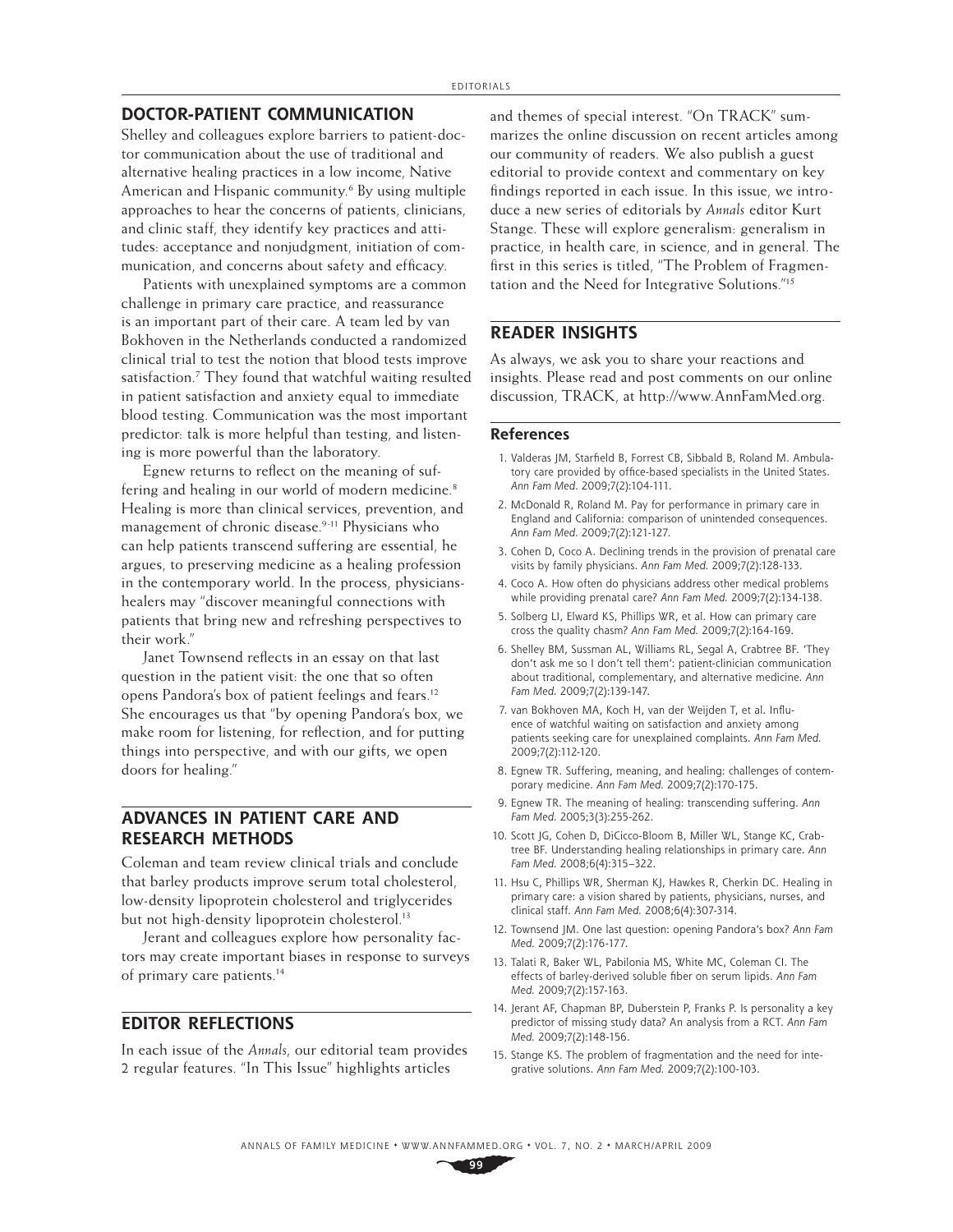## DOCTOR-PATIENT COMMUNICATION

Shelley and colleagues explore barriers to patient-doctor communication about the use of traditional and alternative healing practices in a low income, Native American and Hispanic community.[6] By using multiple approaches to hear the concerns of patients, clinicians, and clinic staff, they identify key practices and attitudes: acceptance and nonjudgment, initiation of communication, and concerns about safety and efficacy.

Patients with unexplained symptoms are a common challenge in primary care practice, and reassurance is an important part of their care. A team led by van Bokhoven in the Netherlands conducted a randomized clinical trial to test the notion that blood tests improve satisfaction.[7] They found that watchful waiting resulted in patient satisfaction and anxiety equal to immediate blood testing. Communication was the most important predictor: talk is more helpful than testing, and listening is more powerful than the laboratory.

Egnew returns to reflect on the meaning of suffering and healing in our world of modern medicine.[8] Healing is more than clinical services, prevention, and management of chronic disease.[9-11] Physicians who can help patients transcend suffering are essential, he argues, to preserving medicine as a healing profession in the contemporary world. In the process, physicians-healers may "discover meaningful connections with patients that bring new and refreshing perspectives to their work."

Janet Townsend reflects in an essay on that last question in the patient visit: the one that so often opens Pandora's box of patient feelings and fears.[12] She encourages us that "by opening Pandora's box, we make room for listening, for reflection, and for putting things into perspective, and with our gifts, we open doors for healing."

## ADVANCES IN PATIENT CARE AND RESEARCH METHODS

Coleman and team review clinical trials and conclude that barley products improve serum total cholesterol, low-density lipoprotein cholesterol and triglycerides but not high-density lipoprotein cholesterol.[13]

Jerant and colleagues explore how personality factors may create important biases in response to surveys of primary care patients.[14]

## EDITOR REFLECTIONS

In each issue of the *Annals*, our editorial team provides 2 regular features. "In This Issue" highlights articles and themes of special interest. "On TRACK" summarizes the online discussion on recent articles among our community of readers. We also publish a guest editorial to provide context and commentary on key findings reported in each issue. In this issue, we introduce a new series of editorials by *Annals* editor Kurt Stange. These will explore generalism: generalism in practice, in health care, in science, and in general. The first in this series is titled, "The Problem of Fragmentation and the Need for Integrative Solutions."[15]

## READER INSIGHTS

As always, we ask you to share your reactions and insights. Please read and post comments on our online discussion, TRACK, at http://www.AnnFamMed.org.

### References

1. Valderas JM, Starfield B, Forrest CB, Sibbald B, Roland M. Ambulatory care provided by office-based specialists in the United States. *Ann Fam Med.* 2009;7(2):104-111.
2. McDonald R, Roland M. Pay for performance in primary care in England and California: comparison of unintended consequences. *Ann Fam Med.* 2009;7(2):121-127.
3. Cohen D, Coco A. Declining trends in the provision of prenatal care visits by family physicians. *Ann Fam Med.* 2009;7(2):128-133.
4. Coco A. How often do physicians address other medical problems while providing prenatal care? *Ann Fam Med.* 2009;7(2):134-138.
5. Solberg LI, Elward KS, Phillips WR, et al. How can primary care cross the quality chasm? *Ann Fam Med.* 2009;7(2):164-169.
6. Shelley BM, Sussman AL, Williams RL, Segal A, Crabtree BF. 'They don't ask me so I don't tell them': patient-clinician communication about traditional, complementary, and alternative medicine. *Ann Fam Med.* 2009;7(2):139-147.
7. van Bokhoven MA, Koch H, van der Weijden T, et al. Influence of watchful waiting on satisfaction and anxiety among patients seeking care for unexplained complaints. *Ann Fam Med.* 2009;7(2):112-120.
8. Egnew TR. Suffering, meaning, and healing: challenges of contemporary medicine. *Ann Fam Med.* 2009;7(2):170-175.
9. Egnew TR. The meaning of healing: transcending suffering. *Ann Fam Med.* 2005;3(3):255-262.
10. Scott JG, Cohen D, DiCicco-Bloom B, Miller WL, Stange KC, Crabtree BF. Understanding healing relationships in primary care. *Ann Fam Med.* 2008;6(4):315–322.
11. Hsu C, Phillips WR, Sherman KJ, Hawkes R, Cherkin DC. Healing in primary care: a vision shared by patients, physicians, nurses, and clinical staff. *Ann Fam Med.* 2008;6(4):307-314.
12. Townsend JM. One last question: opening Pandora's box? *Ann Fam Med.* 2009;7(2):176-177.
13. Talati R, Baker WL, Pabilonia MS, White MC, Coleman CI. The effects of barley-derived soluble fiber on serum lipids. *Ann Fam Med.* 2009;7(2):157-163.
14. Jerant AF, Chapman BP, Duberstein P, Franks P. Is personality a key predictor of missing study data? An analysis from a RCT. *Ann Fam Med.* 2009;7(2):148-156.
15. Stange KS. The problem of fragmentation and the need for integrative solutions. *Ann Fam Med.* 2009;7(2):100-103.